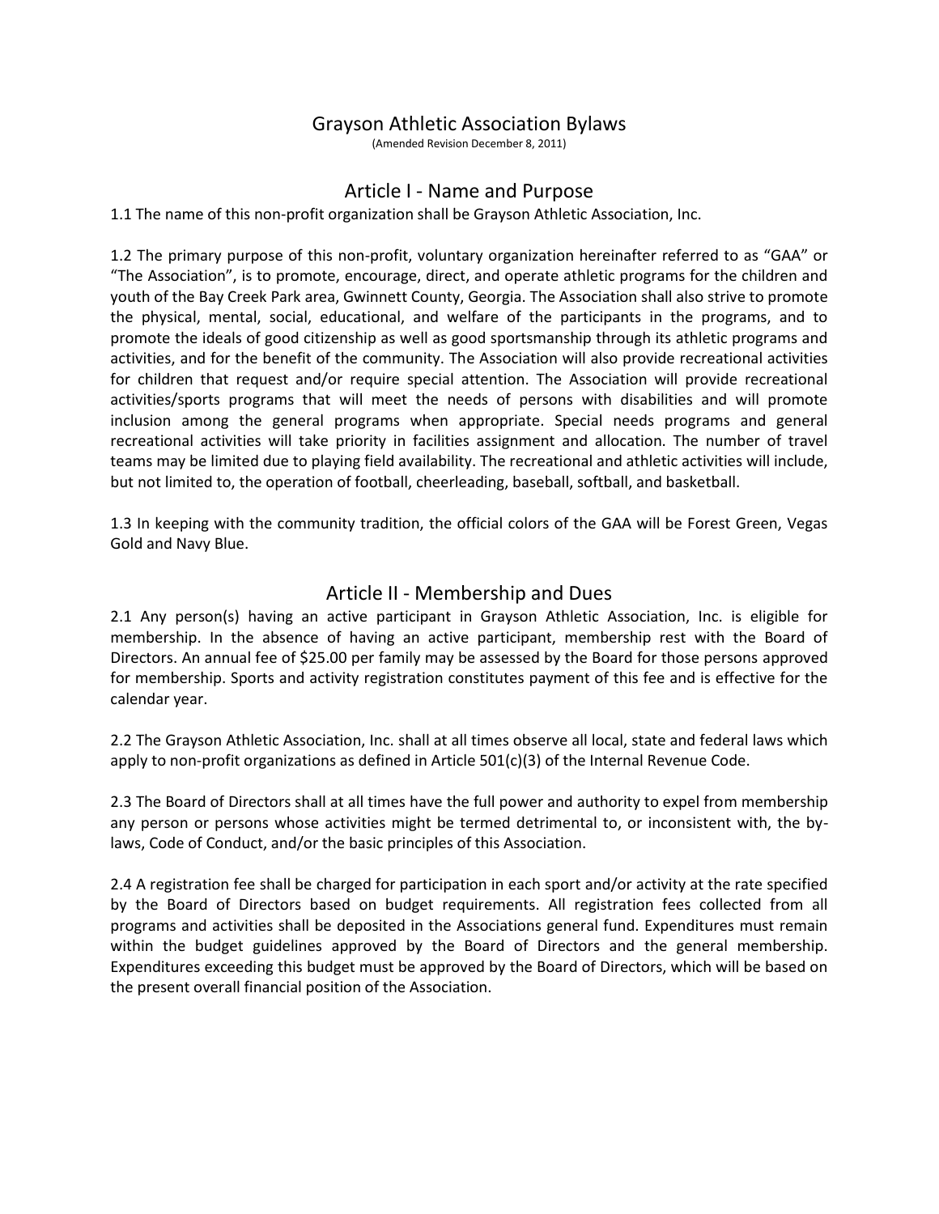# Grayson Athletic Association Bylaws

(Amended Revision December 8, 2011)

## Article I - Name and Purpose

1.1 The name of this non-profit organization shall be Grayson Athletic Association, Inc.

1.2 The primary purpose of this non-profit, voluntary organization hereinafter referred to as "GAA" or "The Association", is to promote, encourage, direct, and operate athletic programs for the children and youth of the Bay Creek Park area, Gwinnett County, Georgia. The Association shall also strive to promote the physical, mental, social, educational, and welfare of the participants in the programs, and to promote the ideals of good citizenship as well as good sportsmanship through its athletic programs and activities, and for the benefit of the community. The Association will also provide recreational activities for children that request and/or require special attention. The Association will provide recreational activities/sports programs that will meet the needs of persons with disabilities and will promote inclusion among the general programs when appropriate. Special needs programs and general recreational activities will take priority in facilities assignment and allocation. The number of travel teams may be limited due to playing field availability. The recreational and athletic activities will include, but not limited to, the operation of football, cheerleading, baseball, softball, and basketball.

1.3 In keeping with the community tradition, the official colors of the GAA will be Forest Green, Vegas Gold and Navy Blue.

## Article II - Membership and Dues

2.1 Any person(s) having an active participant in Grayson Athletic Association, Inc. is eligible for membership. In the absence of having an active participant, membership rest with the Board of Directors. An annual fee of $25.00 per family may be assessed by the Board for those persons approved for membership. Sports and activity registration constitutes payment of this fee and is effective for the calendar year.

2.2 The Grayson Athletic Association, Inc. shall at all times observe all local, state and federal laws which apply to non-profit organizations as defined in Article 501(c)(3) of the Internal Revenue Code.

2.3 The Board of Directors shall at all times have the full power and authority to expel from membership any person or persons whose activities might be termed detrimental to, or inconsistent with, the by-laws, Code of Conduct, and/or the basic principles of this Association.

2.4 A registration fee shall be charged for participation in each sport and/or activity at the rate specified by the Board of Directors based on budget requirements. All registration fees collected from all programs and activities shall be deposited in the Associations general fund. Expenditures must remain within the budget guidelines approved by the Board of Directors and the general membership. Expenditures exceeding this budget must be approved by the Board of Directors, which will be based on the present overall financial position of the Association.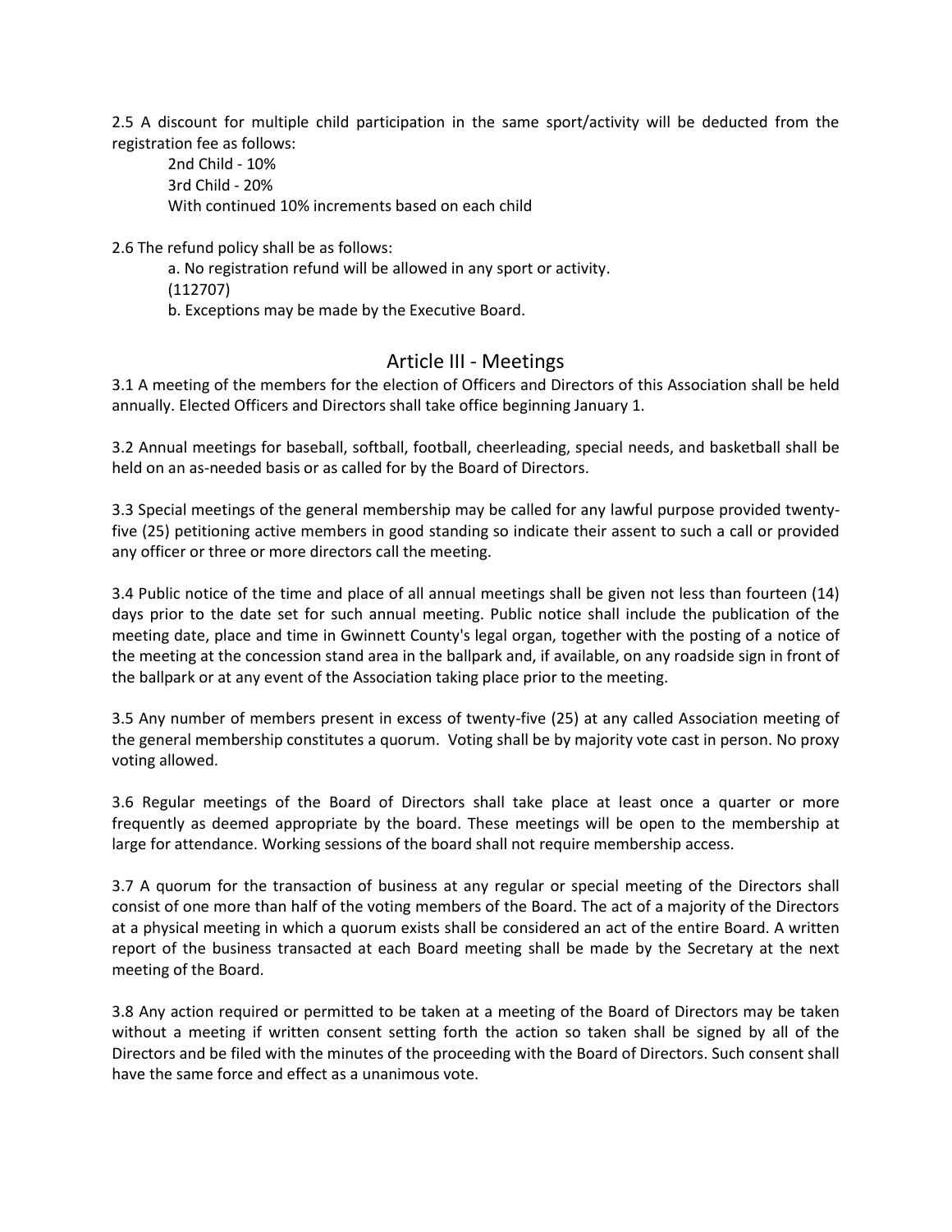2.5 A discount for multiple child participation in the same sport/activity will be deducted from the registration fee as follows:

2nd Child - 10%
3rd Child - 20%
With continued 10% increments based on each child

2.6 The refund policy shall be as follows:

a. No registration refund will be allowed in any sport or activity.
(112707)
b. Exceptions may be made by the Executive Board.

## Article III - Meetings

3.1 A meeting of the members for the election of Officers and Directors of this Association shall be held annually. Elected Officers and Directors shall take office beginning January 1.

3.2 Annual meetings for baseball, softball, football, cheerleading, special needs, and basketball shall be held on an as-needed basis or as called for by the Board of Directors.

3.3 Special meetings of the general membership may be called for any lawful purpose provided twenty-five (25) petitioning active members in good standing so indicate their assent to such a call or provided any officer or three or more directors call the meeting.

3.4 Public notice of the time and place of all annual meetings shall be given not less than fourteen (14) days prior to the date set for such annual meeting. Public notice shall include the publication of the meeting date, place and time in Gwinnett County's legal organ, together with the posting of a notice of the meeting at the concession stand area in the ballpark and, if available, on any roadside sign in front of the ballpark or at any event of the Association taking place prior to the meeting.

3.5 Any number of members present in excess of twenty-five (25) at any called Association meeting of the general membership constitutes a quorum. Voting shall be by majority vote cast in person. No proxy voting allowed.

3.6 Regular meetings of the Board of Directors shall take place at least once a quarter or more frequently as deemed appropriate by the board. These meetings will be open to the membership at large for attendance. Working sessions of the board shall not require membership access.

3.7 A quorum for the transaction of business at any regular or special meeting of the Directors shall consist of one more than half of the voting members of the Board. The act of a majority of the Directors at a physical meeting in which a quorum exists shall be considered an act of the entire Board. A written report of the business transacted at each Board meeting shall be made by the Secretary at the next meeting of the Board.

3.8 Any action required or permitted to be taken at a meeting of the Board of Directors may be taken without a meeting if written consent setting forth the action so taken shall be signed by all of the Directors and be filed with the minutes of the proceeding with the Board of Directors. Such consent shall have the same force and effect as a unanimous vote.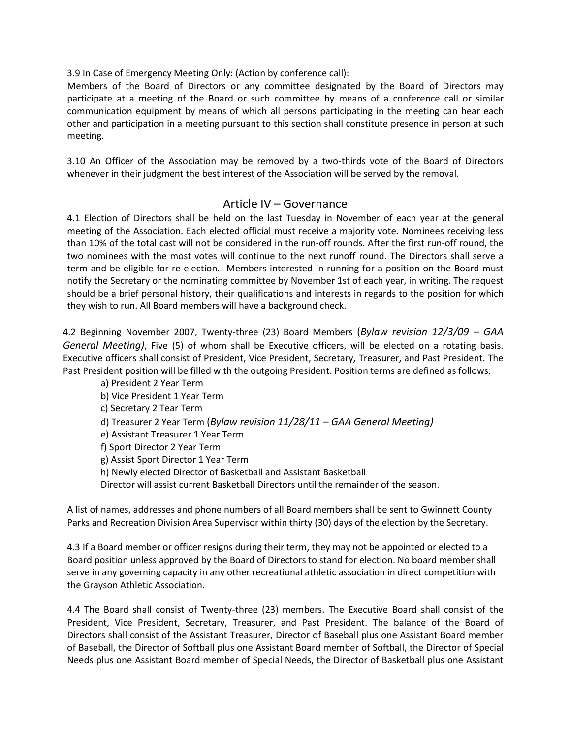3.9 In Case of Emergency Meeting Only: (Action by conference call):
Members of the Board of Directors or any committee designated by the Board of Directors may participate at a meeting of the Board or such committee by means of a conference call or similar communication equipment by means of which all persons participating in the meeting can hear each other and participation in a meeting pursuant to this section shall constitute presence in person at such meeting.

3.10 An Officer of the Association may be removed by a two-thirds vote of the Board of Directors whenever in their judgment the best interest of the Association will be served by the removal.

## Article IV – Governance

4.1 Election of Directors shall be held on the last Tuesday in November of each year at the general meeting of the Association. Each elected official must receive a majority vote. Nominees receiving less than 10% of the total cast will not be considered in the run-off rounds. After the first run-off round, the two nominees with the most votes will continue to the next runoff round. The Directors shall serve a term and be eligible for re-election. Members interested in running for a position on the Board must notify the Secretary or the nominating committee by November 1st of each year, in writing. The request should be a brief personal history, their qualifications and interests in regards to the position for which they wish to run. All Board members will have a background check.

4.2 Beginning November 2007, Twenty-three (23) Board Members (*Bylaw revision 12/3/09 – GAA General Meeting)*, Five (5) of whom shall be Executive officers, will be elected on a rotating basis. Executive officers shall consist of President, Vice President, Secretary, Treasurer, and Past President. The Past President position will be filled with the outgoing President. Position terms are defined as follows:

a) President 2 Year Term
b) Vice President 1 Year Term
c) Secretary 2 Tear Term
d) Treasurer 2 Year Term (*Bylaw revision 11/28/11 – GAA General Meeting)*
e) Assistant Treasurer 1 Year Term
f) Sport Director 2 Year Term
g) Assist Sport Director 1 Year Term
h) Newly elected Director of Basketball and Assistant Basketball
Director will assist current Basketball Directors until the remainder of the season.

A list of names, addresses and phone numbers of all Board members shall be sent to Gwinnett County Parks and Recreation Division Area Supervisor within thirty (30) days of the election by the Secretary.

4.3 If a Board member or officer resigns during their term, they may not be appointed or elected to a Board position unless approved by the Board of Directors to stand for election. No board member shall serve in any governing capacity in any other recreational athletic association in direct competition with the Grayson Athletic Association.

4.4 The Board shall consist of Twenty-three (23) members. The Executive Board shall consist of the President, Vice President, Secretary, Treasurer, and Past President. The balance of the Board of Directors shall consist of the Assistant Treasurer, Director of Baseball plus one Assistant Board member of Baseball, the Director of Softball plus one Assistant Board member of Softball, the Director of Special Needs plus one Assistant Board member of Special Needs, the Director of Basketball plus one Assistant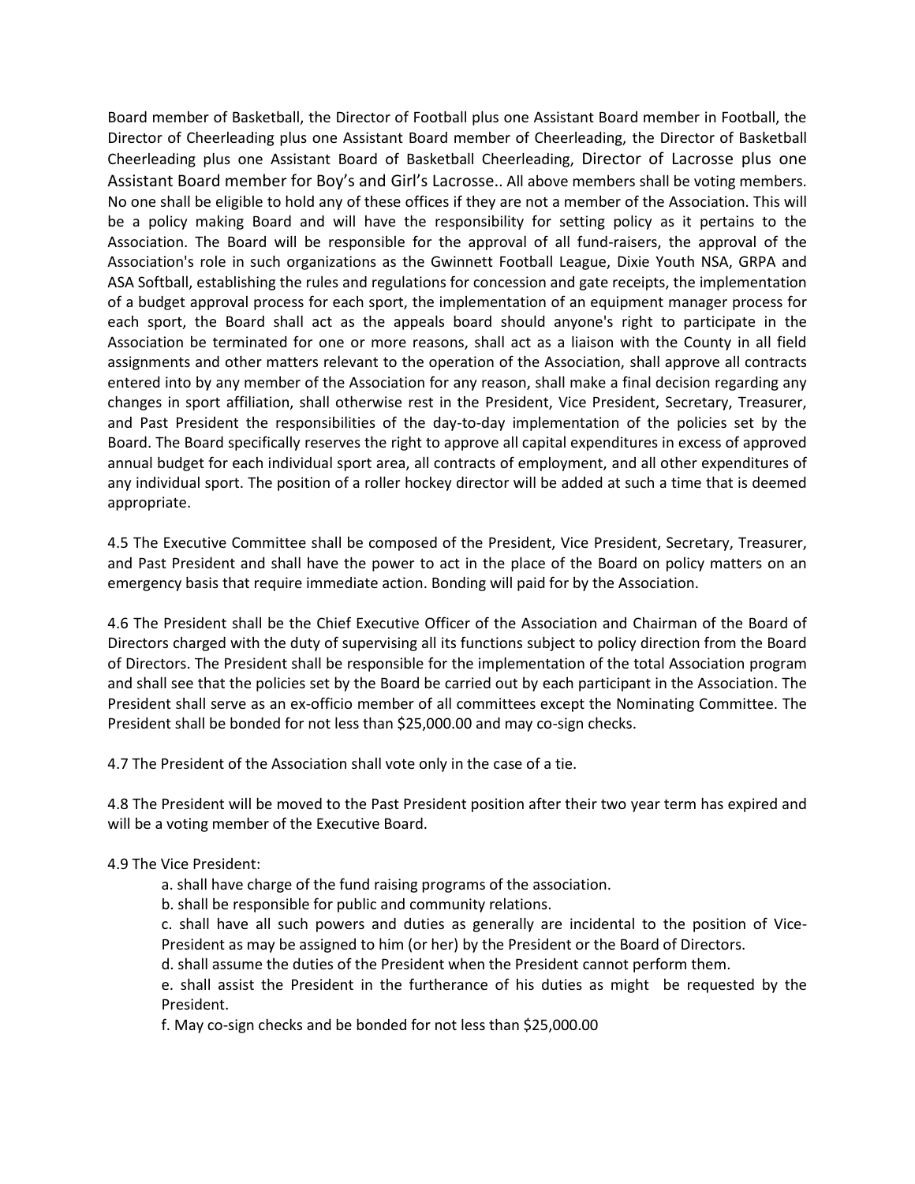Board member of Basketball, the Director of Football plus one Assistant Board member in Football, the Director of Cheerleading plus one Assistant Board member of Cheerleading, the Director of Basketball Cheerleading plus one Assistant Board of Basketball Cheerleading, Director of Lacrosse plus one Assistant Board member for Boy's and Girl's Lacrosse.. All above members shall be voting members. No one shall be eligible to hold any of these offices if they are not a member of the Association. This will be a policy making Board and will have the responsibility for setting policy as it pertains to the Association. The Board will be responsible for the approval of all fund-raisers, the approval of the Association's role in such organizations as the Gwinnett Football League, Dixie Youth NSA, GRPA and ASA Softball, establishing the rules and regulations for concession and gate receipts, the implementation of a budget approval process for each sport, the implementation of an equipment manager process for each sport, the Board shall act as the appeals board should anyone's right to participate in the Association be terminated for one or more reasons, shall act as a liaison with the County in all field assignments and other matters relevant to the operation of the Association, shall approve all contracts entered into by any member of the Association for any reason, shall make a final decision regarding any changes in sport affiliation, shall otherwise rest in the President, Vice President, Secretary, Treasurer, and Past President the responsibilities of the day-to-day implementation of the policies set by the Board. The Board specifically reserves the right to approve all capital expenditures in excess of approved annual budget for each individual sport area, all contracts of employment, and all other expenditures of any individual sport. The position of a roller hockey director will be added at such a time that is deemed appropriate.

4.5 The Executive Committee shall be composed of the President, Vice President, Secretary, Treasurer, and Past President and shall have the power to act in the place of the Board on policy matters on an emergency basis that require immediate action. Bonding will paid for by the Association.

4.6 The President shall be the Chief Executive Officer of the Association and Chairman of the Board of Directors charged with the duty of supervising all its functions subject to policy direction from the Board of Directors. The President shall be responsible for the implementation of the total Association program and shall see that the policies set by the Board be carried out by each participant in the Association. The President shall serve as an ex-officio member of all committees except the Nominating Committee. The President shall be bonded for not less than $25,000.00 and may co-sign checks.

4.7 The President of the Association shall vote only in the case of a tie.

4.8 The President will be moved to the Past President position after their two year term has expired and will be a voting member of the Executive Board.

4.9 The Vice President:

a. shall have charge of the fund raising programs of the association.

b. shall be responsible for public and community relations.

c. shall have all such powers and duties as generally are incidental to the position of Vice-President as may be assigned to him (or her) by the President or the Board of Directors.

d. shall assume the duties of the President when the President cannot perform them.

e. shall assist the President in the furtherance of his duties as might be requested by the President.

f. May co-sign checks and be bonded for not less than $25,000.00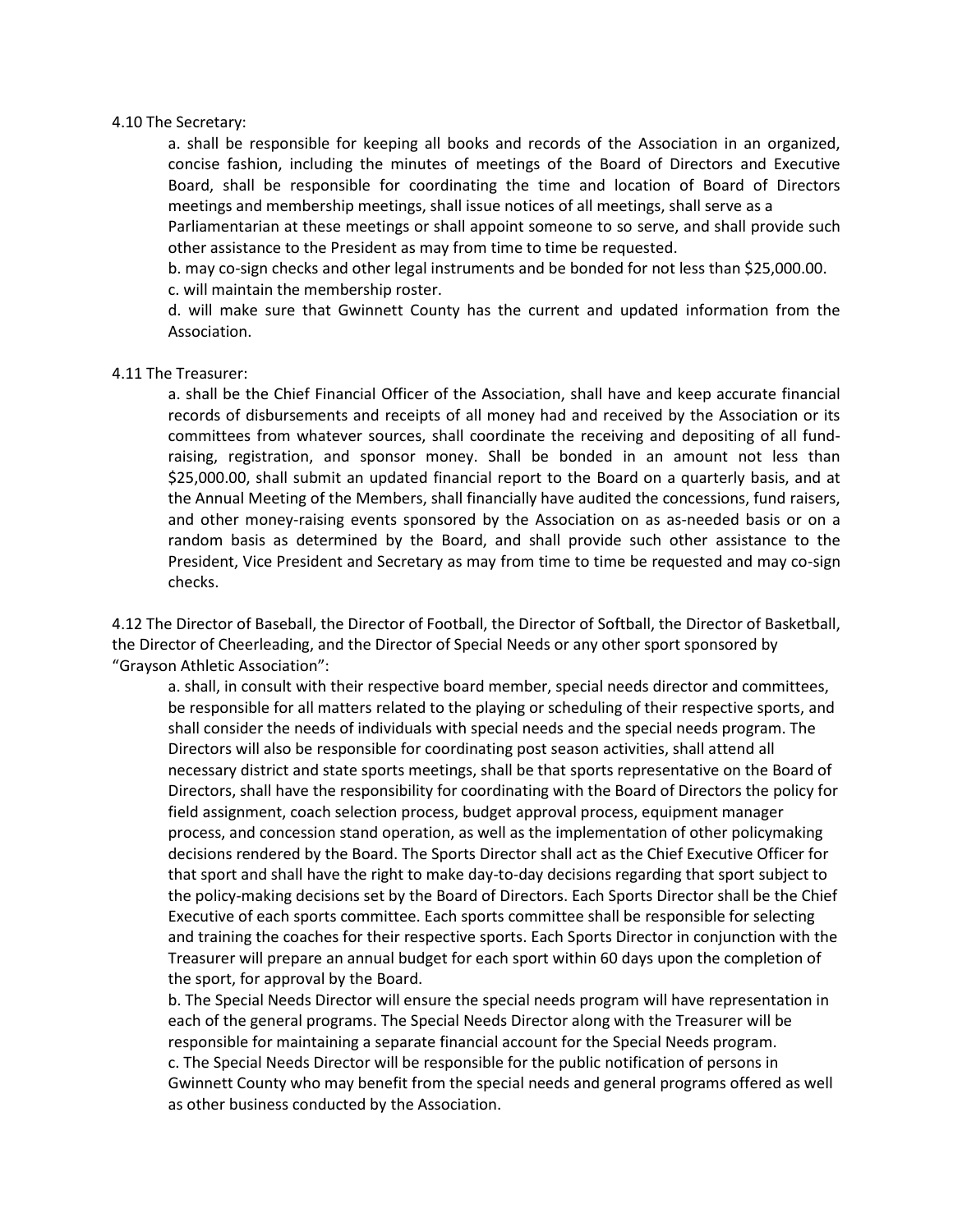4.10 The Secretary:

a. shall be responsible for keeping all books and records of the Association in an organized, concise fashion, including the minutes of meetings of the Board of Directors and Executive Board, shall be responsible for coordinating the time and location of Board of Directors meetings and membership meetings, shall issue notices of all meetings, shall serve as a Parliamentarian at these meetings or shall appoint someone to so serve, and shall provide such other assistance to the President as may from time to time be requested.

b. may co-sign checks and other legal instruments and be bonded for not less than $25,000.00.

c. will maintain the membership roster.

d. will make sure that Gwinnett County has the current and updated information from the Association.

4.11 The Treasurer:

a. shall be the Chief Financial Officer of the Association, shall have and keep accurate financial records of disbursements and receipts of all money had and received by the Association or its committees from whatever sources, shall coordinate the receiving and depositing of all fund-raising, registration, and sponsor money. Shall be bonded in an amount not less than $25,000.00, shall submit an updated financial report to the Board on a quarterly basis, and at the Annual Meeting of the Members, shall financially have audited the concessions, fund raisers, and other money-raising events sponsored by the Association on as as-needed basis or on a random basis as determined by the Board, and shall provide such other assistance to the President, Vice President and Secretary as may from time to time be requested and may co-sign checks.

4.12 The Director of Baseball, the Director of Football, the Director of Softball, the Director of Basketball, the Director of Cheerleading, and the Director of Special Needs or any other sport sponsored by "Grayson Athletic Association":

a. shall, in consult with their respective board member, special needs director and committees, be responsible for all matters related to the playing or scheduling of their respective sports, and shall consider the needs of individuals with special needs and the special needs program. The Directors will also be responsible for coordinating post season activities, shall attend all necessary district and state sports meetings, shall be that sports representative on the Board of Directors, shall have the responsibility for coordinating with the Board of Directors the policy for field assignment, coach selection process, budget approval process, equipment manager process, and concession stand operation, as well as the implementation of other policymaking decisions rendered by the Board. The Sports Director shall act as the Chief Executive Officer for that sport and shall have the right to make day-to-day decisions regarding that sport subject to the policy-making decisions set by the Board of Directors. Each Sports Director shall be the Chief Executive of each sports committee. Each sports committee shall be responsible for selecting and training the coaches for their respective sports. Each Sports Director in conjunction with the Treasurer will prepare an annual budget for each sport within 60 days upon the completion of the sport, for approval by the Board.

b. The Special Needs Director will ensure the special needs program will have representation in each of the general programs. The Special Needs Director along with the Treasurer will be responsible for maintaining a separate financial account for the Special Needs program.

c. The Special Needs Director will be responsible for the public notification of persons in Gwinnett County who may benefit from the special needs and general programs offered as well as other business conducted by the Association.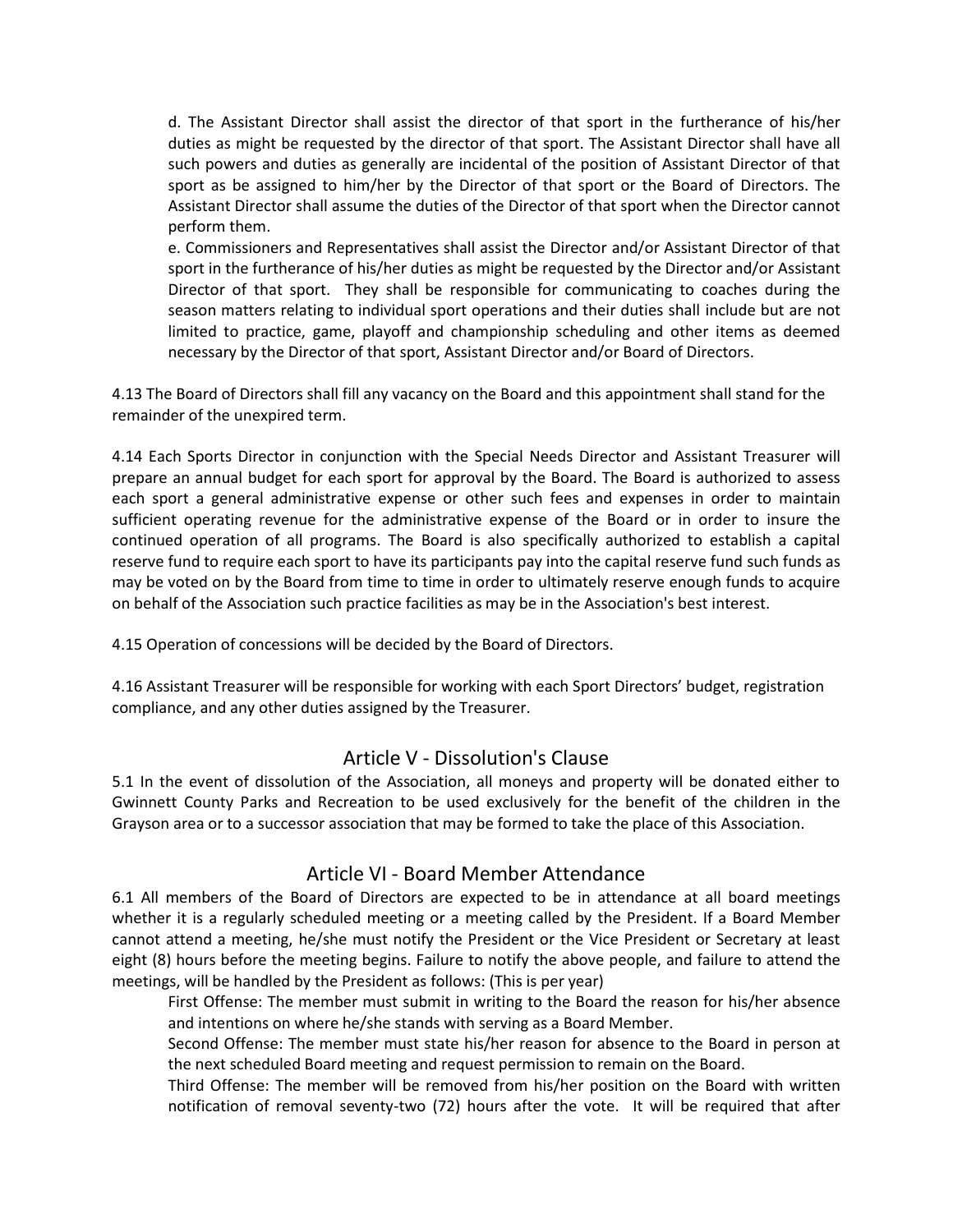d. The Assistant Director shall assist the director of that sport in the furtherance of his/her duties as might be requested by the director of that sport. The Assistant Director shall have all such powers and duties as generally are incidental of the position of Assistant Director of that sport as be assigned to him/her by the Director of that sport or the Board of Directors. The Assistant Director shall assume the duties of the Director of that sport when the Director cannot perform them.

e. Commissioners and Representatives shall assist the Director and/or Assistant Director of that sport in the furtherance of his/her duties as might be requested by the Director and/or Assistant Director of that sport. They shall be responsible for communicating to coaches during the season matters relating to individual sport operations and their duties shall include but are not limited to practice, game, playoff and championship scheduling and other items as deemed necessary by the Director of that sport, Assistant Director and/or Board of Directors.

4.13 The Board of Directors shall fill any vacancy on the Board and this appointment shall stand for the remainder of the unexpired term.

4.14 Each Sports Director in conjunction with the Special Needs Director and Assistant Treasurer will prepare an annual budget for each sport for approval by the Board. The Board is authorized to assess each sport a general administrative expense or other such fees and expenses in order to maintain sufficient operating revenue for the administrative expense of the Board or in order to insure the continued operation of all programs. The Board is also specifically authorized to establish a capital reserve fund to require each sport to have its participants pay into the capital reserve fund such funds as may be voted on by the Board from time to time in order to ultimately reserve enough funds to acquire on behalf of the Association such practice facilities as may be in the Association's best interest.

4.15 Operation of concessions will be decided by the Board of Directors.

4.16 Assistant Treasurer will be responsible for working with each Sport Directors' budget, registration compliance, and any other duties assigned by the Treasurer.

## Article V - Dissolution's Clause

5.1 In the event of dissolution of the Association, all moneys and property will be donated either to Gwinnett County Parks and Recreation to be used exclusively for the benefit of the children in the Grayson area or to a successor association that may be formed to take the place of this Association.

## Article VI - Board Member Attendance

6.1 All members of the Board of Directors are expected to be in attendance at all board meetings whether it is a regularly scheduled meeting or a meeting called by the President. If a Board Member cannot attend a meeting, he/she must notify the President or the Vice President or Secretary at least eight (8) hours before the meeting begins. Failure to notify the above people, and failure to attend the meetings, will be handled by the President as follows: (This is per year)

First Offense: The member must submit in writing to the Board the reason for his/her absence and intentions on where he/she stands with serving as a Board Member.

Second Offense: The member must state his/her reason for absence to the Board in person at the next scheduled Board meeting and request permission to remain on the Board.

Third Offense: The member will be removed from his/her position on the Board with written notification of removal seventy-two (72) hours after the vote. It will be required that after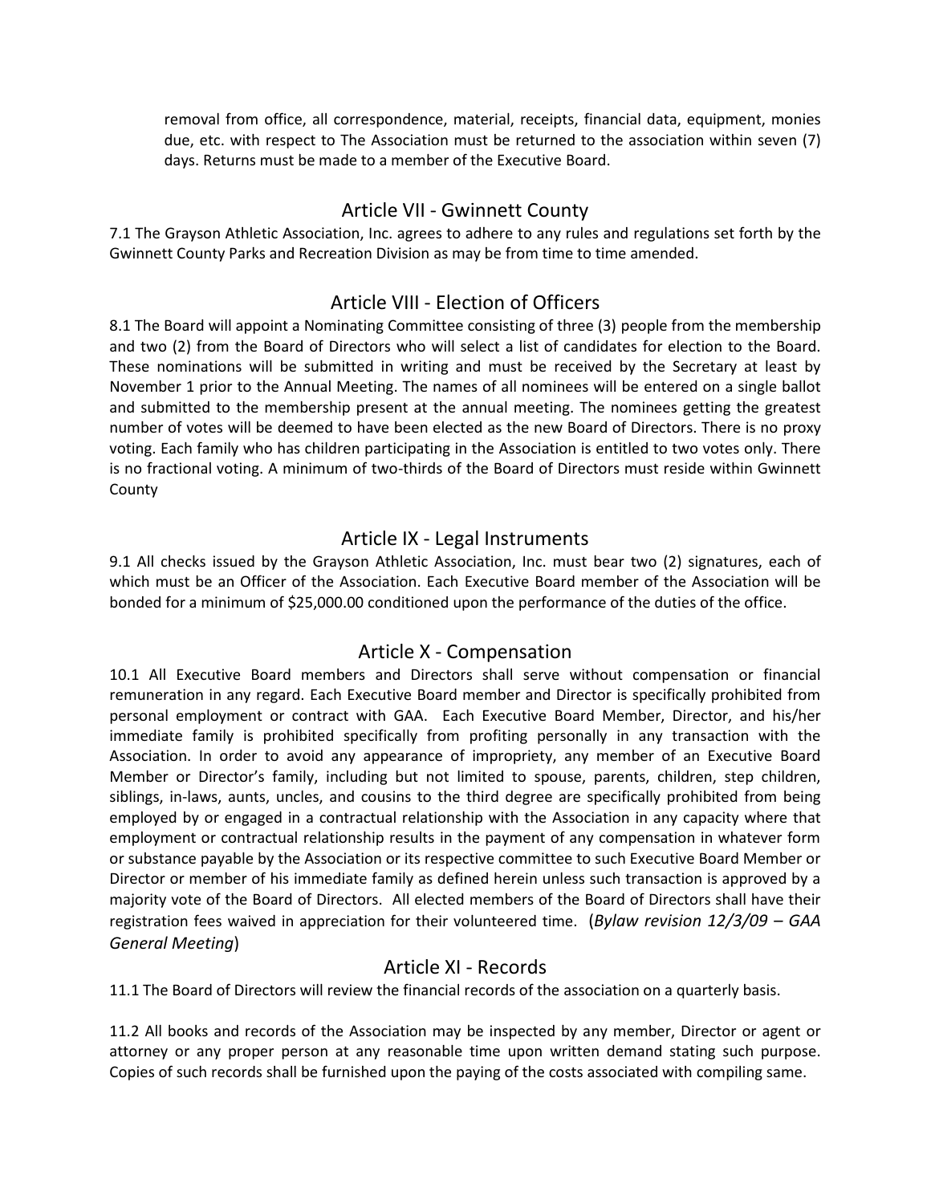removal from office, all correspondence, material, receipts, financial data, equipment, monies due, etc. with respect to The Association must be returned to the association within seven (7) days. Returns must be made to a member of the Executive Board.

## Article VII - Gwinnett County

7.1 The Grayson Athletic Association, Inc. agrees to adhere to any rules and regulations set forth by the Gwinnett County Parks and Recreation Division as may be from time to time amended.

## Article VIII - Election of Officers

8.1 The Board will appoint a Nominating Committee consisting of three (3) people from the membership and two (2) from the Board of Directors who will select a list of candidates for election to the Board. These nominations will be submitted in writing and must be received by the Secretary at least by November 1 prior to the Annual Meeting. The names of all nominees will be entered on a single ballot and submitted to the membership present at the annual meeting. The nominees getting the greatest number of votes will be deemed to have been elected as the new Board of Directors. There is no proxy voting. Each family who has children participating in the Association is entitled to two votes only. There is no fractional voting. A minimum of two-thirds of the Board of Directors must reside within Gwinnett County

## Article IX - Legal Instruments

9.1 All checks issued by the Grayson Athletic Association, Inc. must bear two (2) signatures, each of which must be an Officer of the Association. Each Executive Board member of the Association will be bonded for a minimum of $25,000.00 conditioned upon the performance of the duties of the office.

## Article X - Compensation

10.1 All Executive Board members and Directors shall serve without compensation or financial remuneration in any regard. Each Executive Board member and Director is specifically prohibited from personal employment or contract with GAA. Each Executive Board Member, Director, and his/her immediate family is prohibited specifically from profiting personally in any transaction with the Association. In order to avoid any appearance of impropriety, any member of an Executive Board Member or Director's family, including but not limited to spouse, parents, children, step children, siblings, in-laws, aunts, uncles, and cousins to the third degree are specifically prohibited from being employed by or engaged in a contractual relationship with the Association in any capacity where that employment or contractual relationship results in the payment of any compensation in whatever form or substance payable by the Association or its respective committee to such Executive Board Member or Director or member of his immediate family as defined herein unless such transaction is approved by a majority vote of the Board of Directors. All elected members of the Board of Directors shall have their registration fees waived in appreciation for their volunteered time. (*Bylaw revision 12/3/09 – GAA General Meeting*)

## Article XI - Records

11.1 The Board of Directors will review the financial records of the association on a quarterly basis.

11.2 All books and records of the Association may be inspected by any member, Director or agent or attorney or any proper person at any reasonable time upon written demand stating such purpose. Copies of such records shall be furnished upon the paying of the costs associated with compiling same.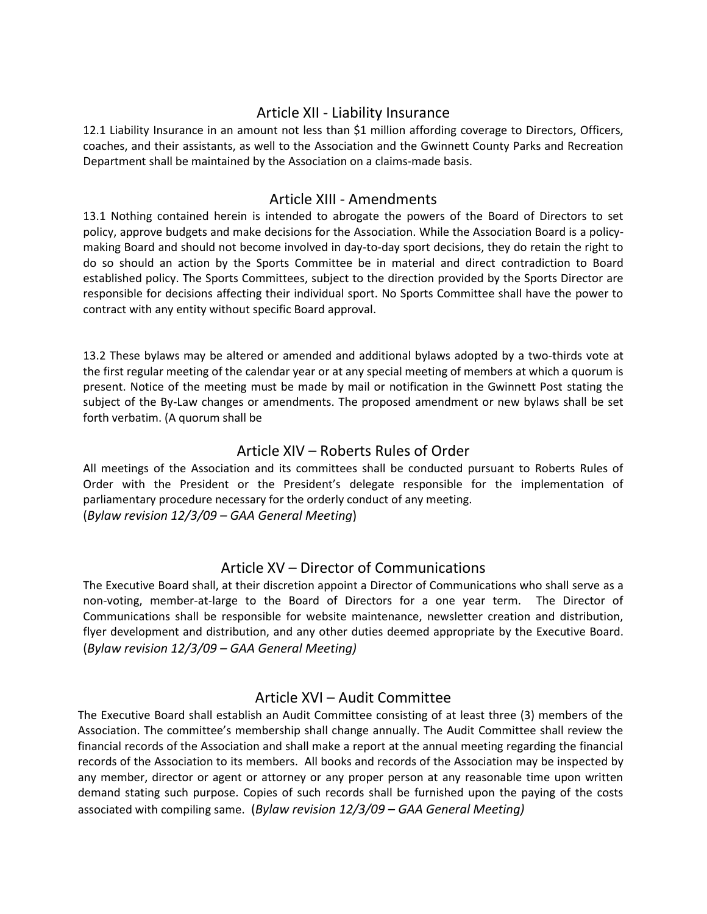## Article XII - Liability Insurance

12.1 Liability Insurance in an amount not less than $1 million affording coverage to Directors, Officers, coaches, and their assistants, as well to the Association and the Gwinnett County Parks and Recreation Department shall be maintained by the Association on a claims-made basis.

## Article XIII - Amendments

13.1 Nothing contained herein is intended to abrogate the powers of the Board of Directors to set policy, approve budgets and make decisions for the Association. While the Association Board is a policy-making Board and should not become involved in day-to-day sport decisions, they do retain the right to do so should an action by the Sports Committee be in material and direct contradiction to Board established policy. The Sports Committees, subject to the direction provided by the Sports Director are responsible for decisions affecting their individual sport. No Sports Committee shall have the power to contract with any entity without specific Board approval.

13.2 These bylaws may be altered or amended and additional bylaws adopted by a two-thirds vote at the first regular meeting of the calendar year or at any special meeting of members at which a quorum is present. Notice of the meeting must be made by mail or notification in the Gwinnett Post stating the subject of the By-Law changes or amendments. The proposed amendment or new bylaws shall be set forth verbatim. (A quorum shall be

## Article XIV – Roberts Rules of Order

All meetings of the Association and its committees shall be conducted pursuant to Roberts Rules of Order with the President or the President's delegate responsible for the implementation of parliamentary procedure necessary for the orderly conduct of any meeting.
(*Bylaw revision 12/3/09 – GAA General Meeting*)

## Article XV – Director of Communications

The Executive Board shall, at their discretion appoint a Director of Communications who shall serve as a non-voting, member-at-large to the Board of Directors for a one year term. The Director of Communications shall be responsible for website maintenance, newsletter creation and distribution, flyer development and distribution, and any other duties deemed appropriate by the Executive Board. (*Bylaw revision 12/3/09 – GAA General Meeting)*

## Article XVI – Audit Committee

The Executive Board shall establish an Audit Committee consisting of at least three (3) members of the Association. The committee's membership shall change annually. The Audit Committee shall review the financial records of the Association and shall make a report at the annual meeting regarding the financial records of the Association to its members. All books and records of the Association may be inspected by any member, director or agent or attorney or any proper person at any reasonable time upon written demand stating such purpose. Copies of such records shall be furnished upon the paying of the costs associated with compiling same. (*Bylaw revision 12/3/09 – GAA General Meeting)*